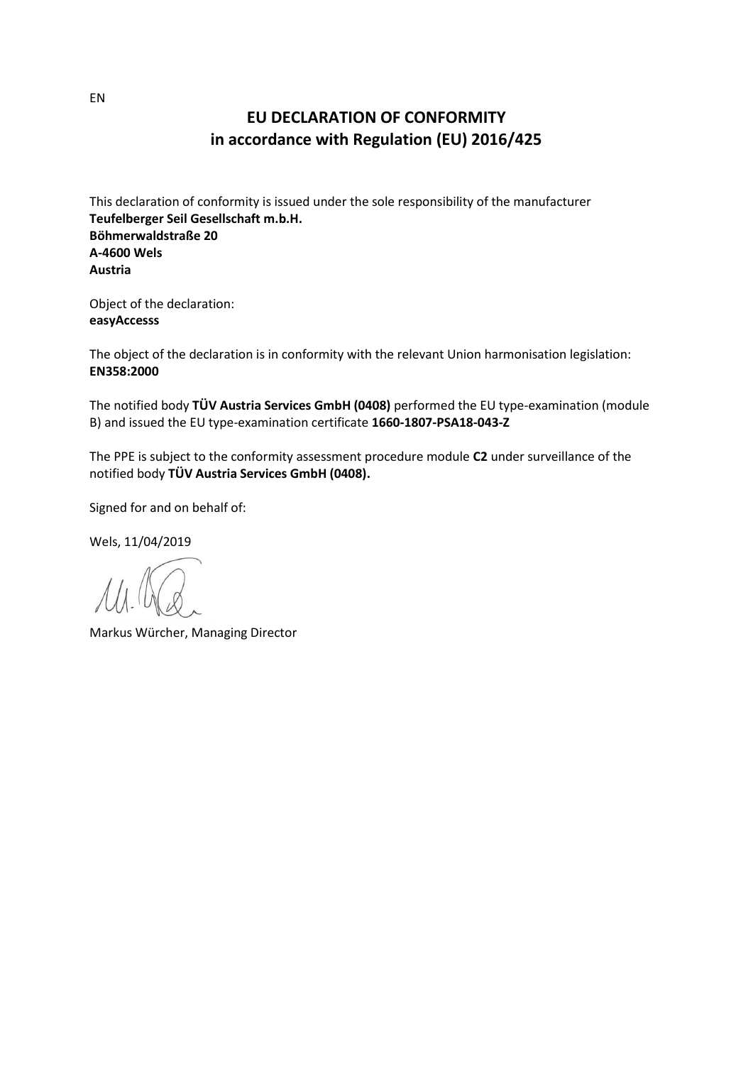EN

# EU DECLARATION OF CONFORMITY
## in accordance with Regulation (EU) 2016/425

This declaration of conformity is issued under the sole responsibility of the manufacturer
**Teufelberger Seil Gesellschaft m.b.H.**
**Böhmerwaldstraße 20**
**A-4600 Wels**
**Austria**

Object of the declaration:
**easyAccesss**

The object of the declaration is in conformity with the relevant Union harmonisation legislation:
**EN358:2000**

The notified body **TÜV Austria Services GmbH (0408)** performed the EU type-examination (module B) and issued the EU type-examination certificate **1660-1807-PSA18-043-Z**

The PPE is subject to the conformity assessment procedure module **C2** under surveillance of the notified body **TÜV Austria Services GmbH (0408).**

Signed for and on behalf of:

Wels, 11/04/2019

Markus Würcher, Managing Director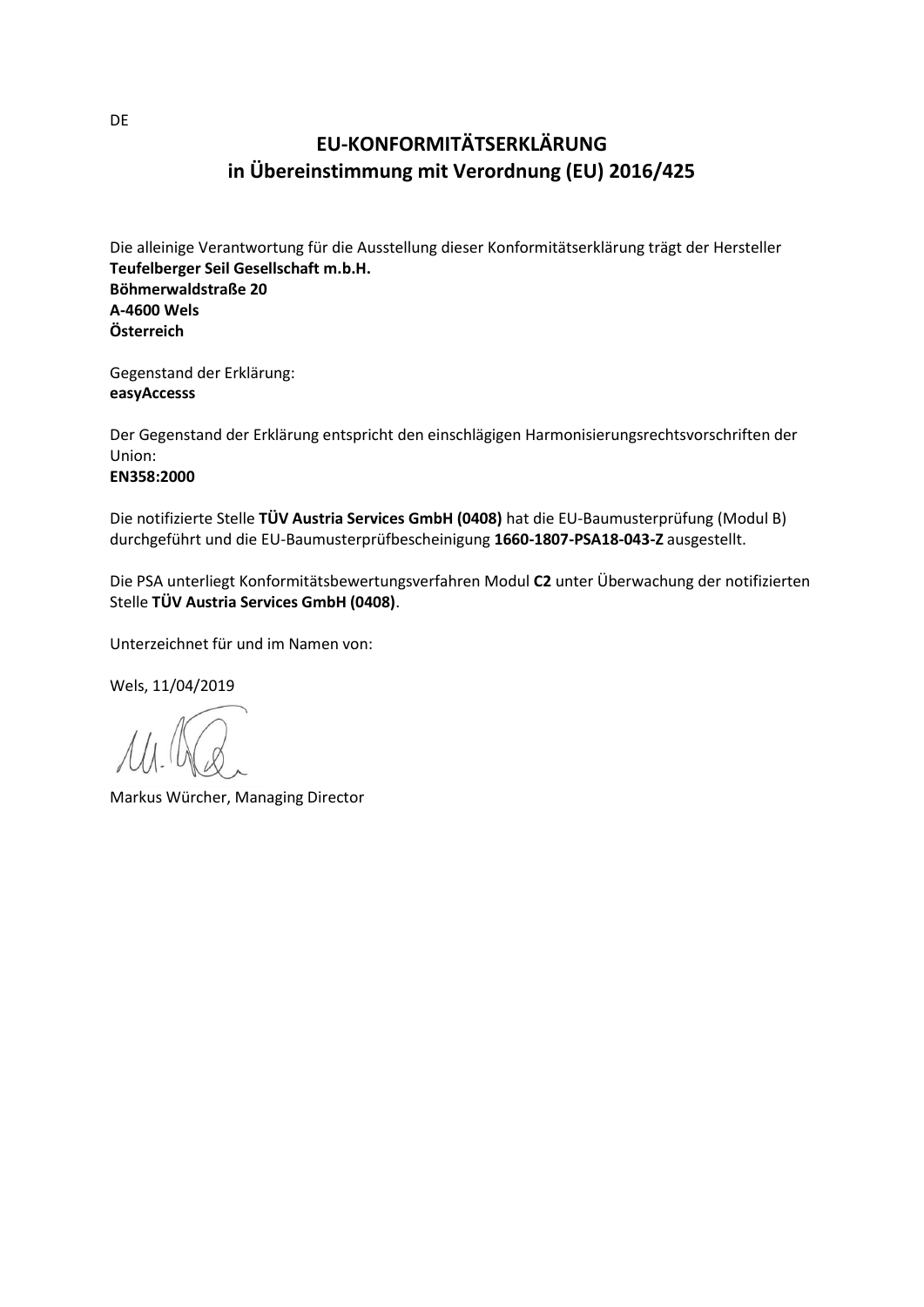DE

# EU-KONFORMITÄTSERKLÄRUNG
## in Übereinstimmung mit Verordnung (EU) 2016/425

Die alleinige Verantwortung für die Ausstellung dieser Konformitätserklärung trägt der Hersteller
**Teufelberger Seil Gesellschaft m.b.H.**
**Böhmerwaldstraße 20**
**A-4600 Wels**
**Österreich**

Gegenstand der Erklärung:
**easyAccesss**

Der Gegenstand der Erklärung entspricht den einschlägigen Harmonisierungsrechtsvorschriften der Union:
**EN358:2000**

Die notifizierte Stelle **TÜV Austria Services GmbH (0408)** hat die EU-Baumusterprüfung (Modul B) durchgeführt und die EU-Baumusterprüfbescheinigung **1660-1807-PSA18-043-Z** ausgestellt.

Die PSA unterliegt Konformitätsbewertungsverfahren Modul **C2** unter Überwachung der notifizierten Stelle **TÜV Austria Services GmbH (0408)**.

Unterzeichnet für und im Namen von:

Wels, 11/04/2019

Markus Würcher, Managing Director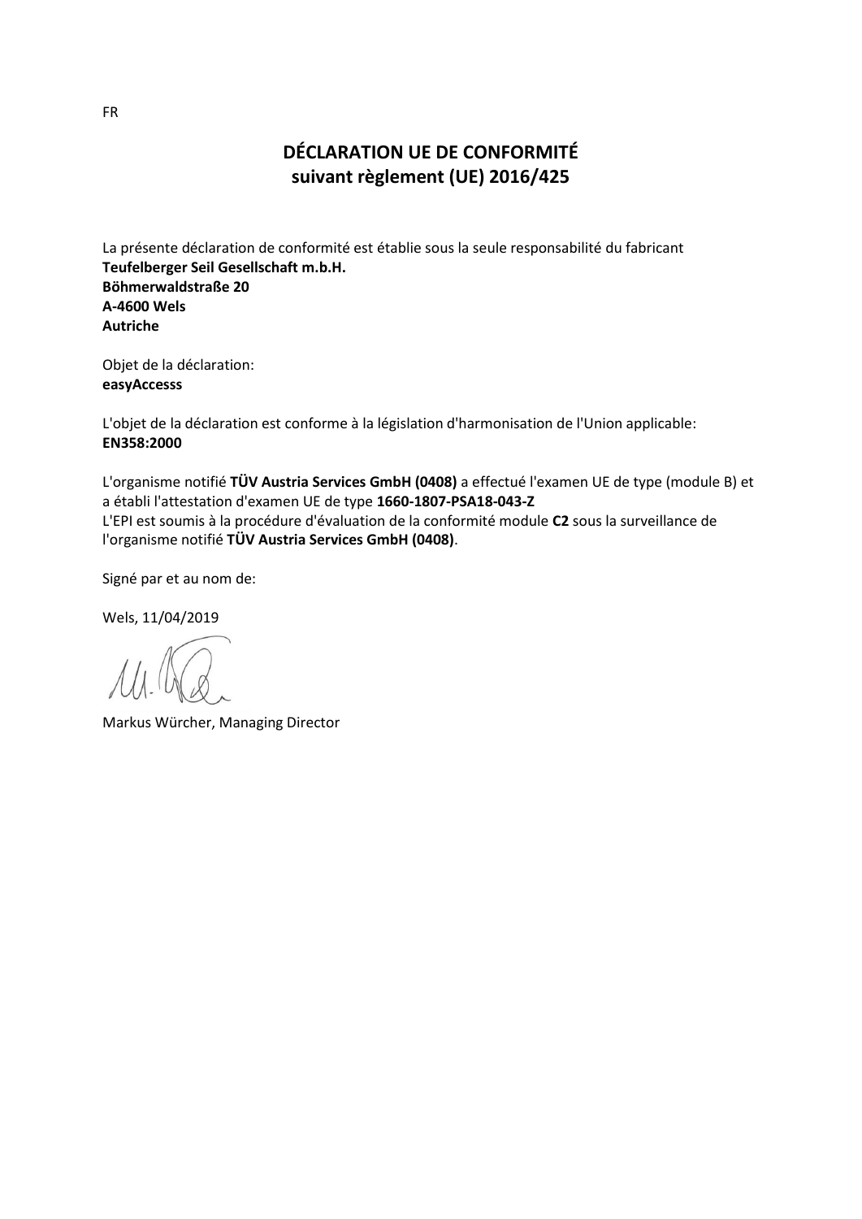FR

# DÉCLARATION UE DE CONFORMITÉ
## suivant règlement (UE) 2016/425

La présente déclaration de conformité est établie sous la seule responsabilité du fabricant
**Teufelberger Seil Gesellschaft m.b.H.**
**Böhmerwaldstraße 20**
**A-4600 Wels**
**Autriche**

Objet de la déclaration:
**easyAccesss**

L'objet de la déclaration est conforme à la législation d'harmonisation de l'Union applicable:
**EN358:2000**

L'organisme notifié **TÜV Austria Services GmbH (0408)** a effectué l'examen UE de type (module B) et a établi l'attestation d'examen UE de type **1660-1807-PSA18-043-Z**
L'EPI est soumis à la procédure d'évaluation de la conformité module **C2** sous la surveillance de l'organisme notifié **TÜV Austria Services GmbH (0408)**.

Signé par et au nom de:

Wels, 11/04/2019

Markus Würcher, Managing Director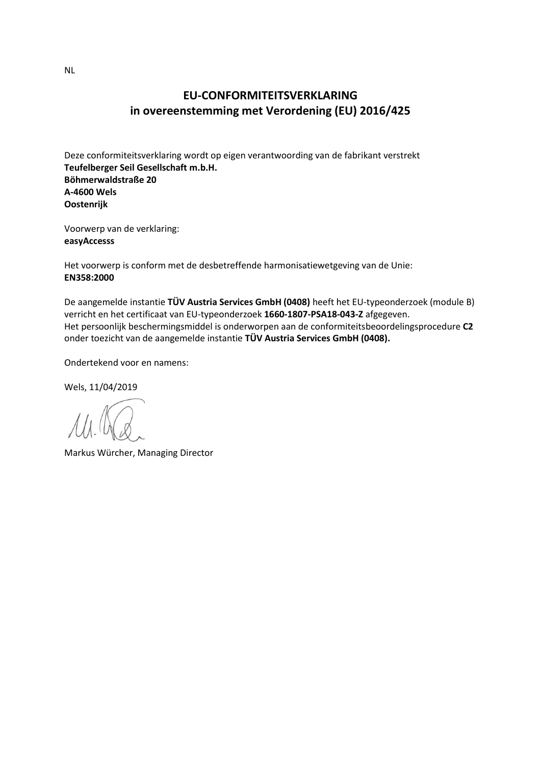NL

# EU-CONFORMITEITSVERKLARING
## in overeenstemming met Verordening (EU) 2016/425

Deze conformiteitsverklaring wordt op eigen verantwoording van de fabrikant verstrekt
**Teufelberger Seil Gesellschaft m.b.H.**
**Böhmerwaldstraße 20**
**A-4600 Wels**
**Oostenrijk**

Voorwerp van de verklaring:
**easyAccesss**

Het voorwerp is conform met de desbetreffende harmonisatiewetgeving van de Unie:
**EN358:2000**

De aangemelde instantie **TÜV Austria Services GmbH (0408)** heeft het EU-typeonderzoek (module B) verricht en het certificaat van EU-typeonderzoek **1660-1807-PSA18-043-Z** afgegeven.
Het persoonlijk beschermingsmiddel is onderworpen aan de conformiteitsbeoordelingsprocedure **C2** onder toezicht van de aangemelde instantie **TÜV Austria Services GmbH (0408).**

Ondertekend voor en namens:

Wels, 11/04/2019

Markus Würcher, Managing Director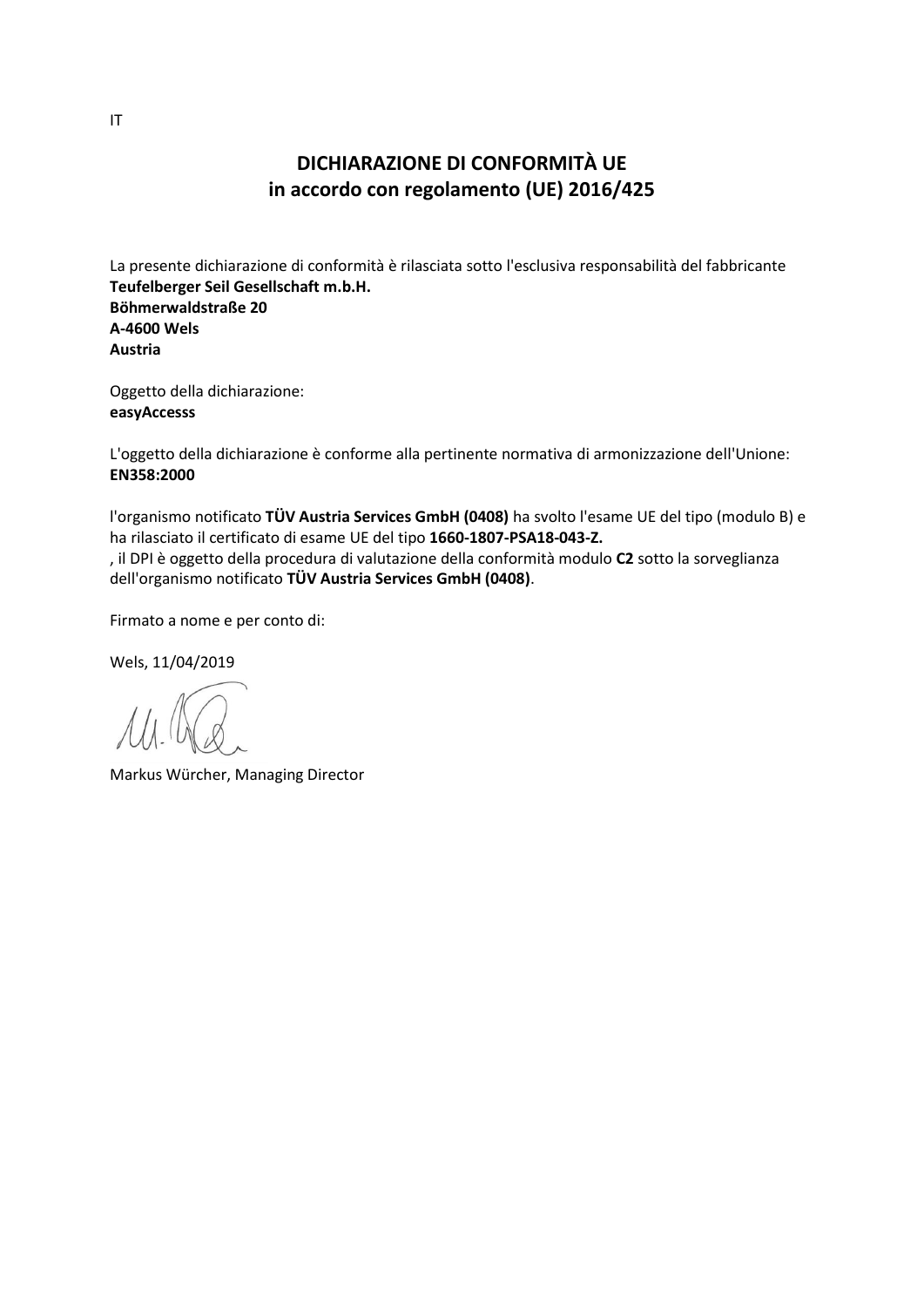IT

## DICHIARAZIONE DI CONFORMITÀ UE
## in accordo con regolamento (UE) 2016/425

La presente dichiarazione di conformità è rilasciata sotto l'esclusiva responsabilità del fabbricante
**Teufelberger Seil Gesellschaft m.b.H.**
**Böhmerwaldstraße 20**
**A-4600 Wels**
**Austria**

Oggetto della dichiarazione:
**easyAccesss**

L'oggetto della dichiarazione è conforme alla pertinente normativa di armonizzazione dell'Unione:
**EN358:2000**

l'organismo notificato **TÜV Austria Services GmbH (0408)** ha svolto l'esame UE del tipo (modulo B) e ha rilasciato il certificato di esame UE del tipo **1660-1807-PSA18-043-Z.**
, il DPI è oggetto della procedura di valutazione della conformità modulo **C2** sotto la sorveglianza dell'organismo notificato **TÜV Austria Services GmbH (0408)**.

Firmato a nome e per conto di:

Wels, 11/04/2019

Markus Würcher, Managing Director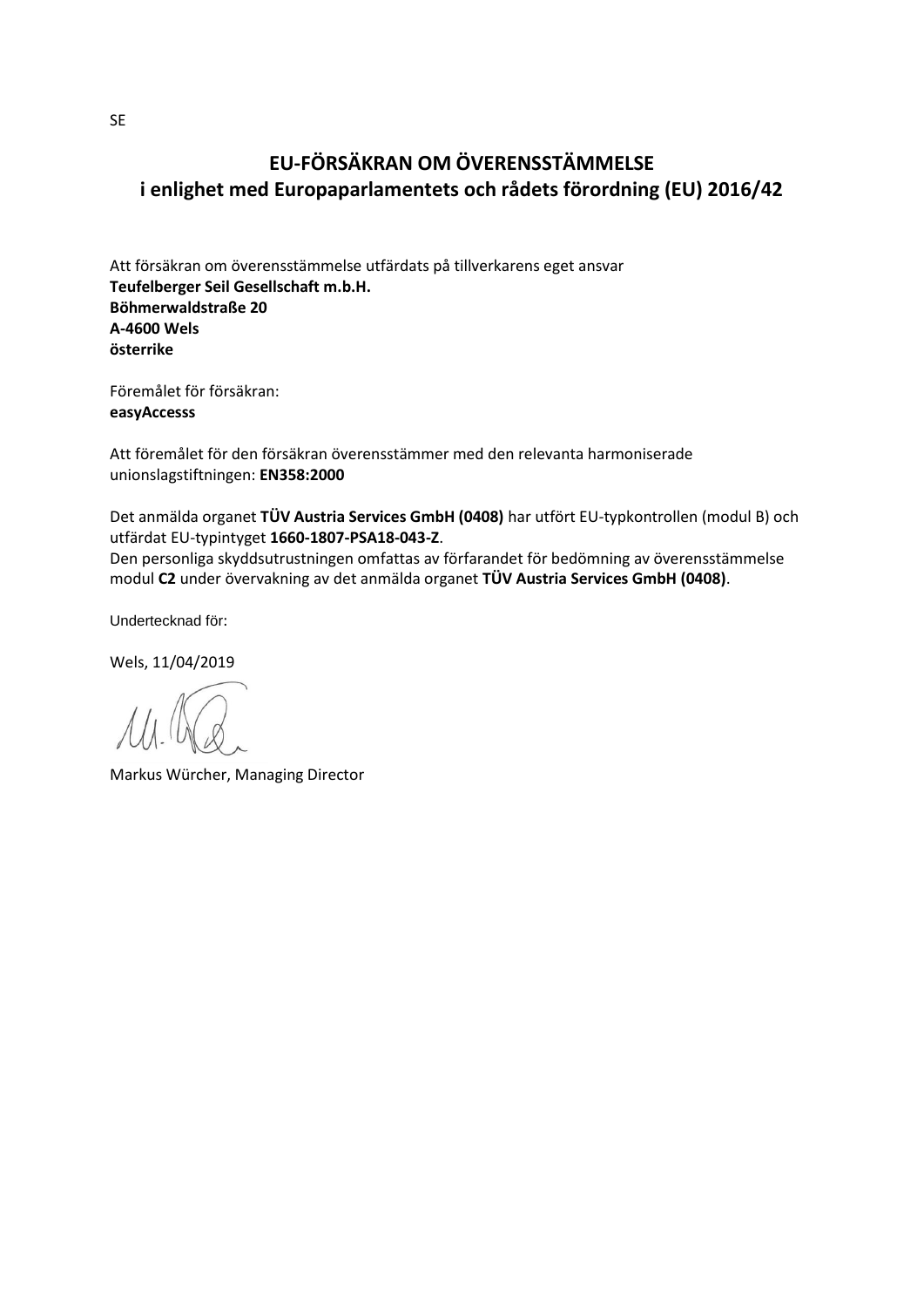SE

# EU-FÖRSÄKRAN OM ÖVERENSSTÄMMELSE
## i enlighet med Europaparlamentets och rådets förordning (EU) 2016/42

Att försäkran om överensstämmelse utfärdats på tillverkarens eget ansvar
**Teufelberger Seil Gesellschaft m.b.H.**
**Böhmerwaldstraße 20**
**A-4600 Wels**
**österrike**

Föremålet för försäkran:
**easyAccesss**

Att föremålet för den försäkran överensstämmer med den relevanta harmoniserade unionslagstiftningen: **EN358:2000**

Det anmälda organet **TÜV Austria Services GmbH (0408)** har utfört EU-typkontrollen (modul B) och utfärdat EU-typintyget **1660-1807-PSA18-043-Z**.
Den personliga skyddsutrustningen omfattas av förfarandet för bedömning av överensstämmelse modul **C2** under övervakning av det anmälda organet **TÜV Austria Services GmbH (0408)**.

Undertecknad för:

Wels, 11/04/2019

Markus Würcher, Managing Director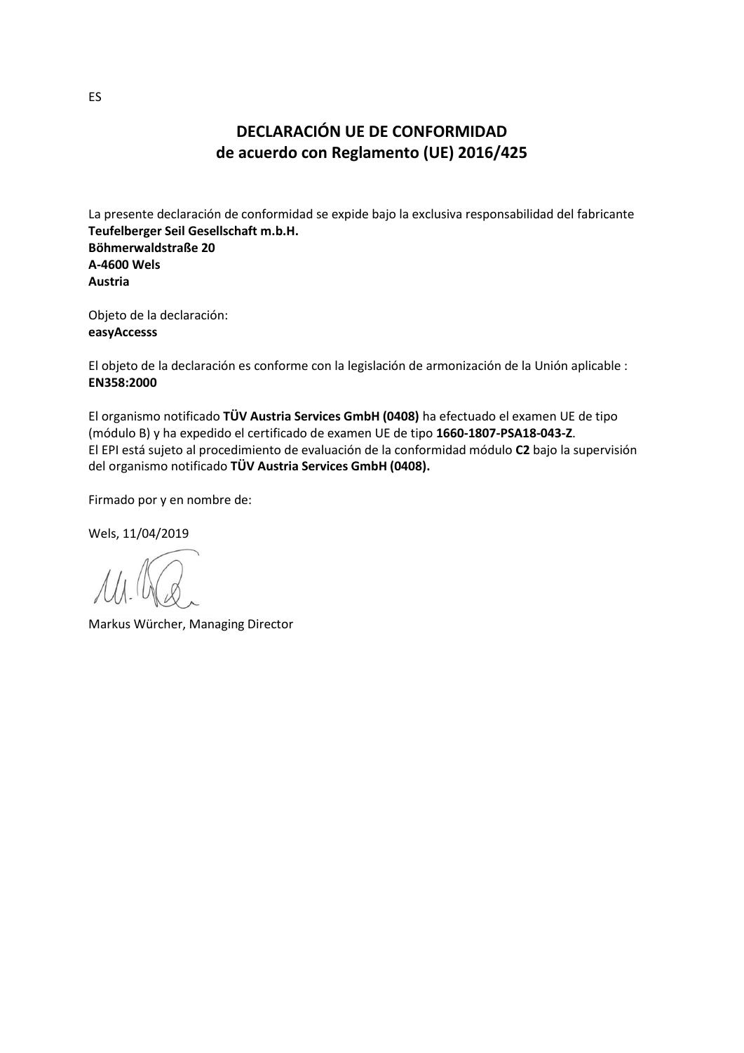ES

# DECLARACIÓN UE DE CONFORMIDAD
## de acuerdo con Reglamento (UE) 2016/425

La presente declaración de conformidad se expide bajo la exclusiva responsabilidad del fabricante
**Teufelberger Seil Gesellschaft m.b.H.**
**Böhmerwaldstraße 20**
**A-4600 Wels**
**Austria**

Objeto de la declaración:
**easyAccesss**

El objeto de la declaración es conforme con la legislación de armonización de la Unión aplicable :
**EN358:2000**

El organismo notificado **TÜV Austria Services GmbH (0408)** ha efectuado el examen UE de tipo (módulo B) y ha expedido el certificado de examen UE de tipo **1660-1807-PSA18-043-Z**.
El EPI está sujeto al procedimiento de evaluación de la conformidad módulo **C2** bajo la supervisión del organismo notificado **TÜV Austria Services GmbH (0408).**

Firmado por y en nombre de:

Wels, 11/04/2019

Markus Würcher, Managing Director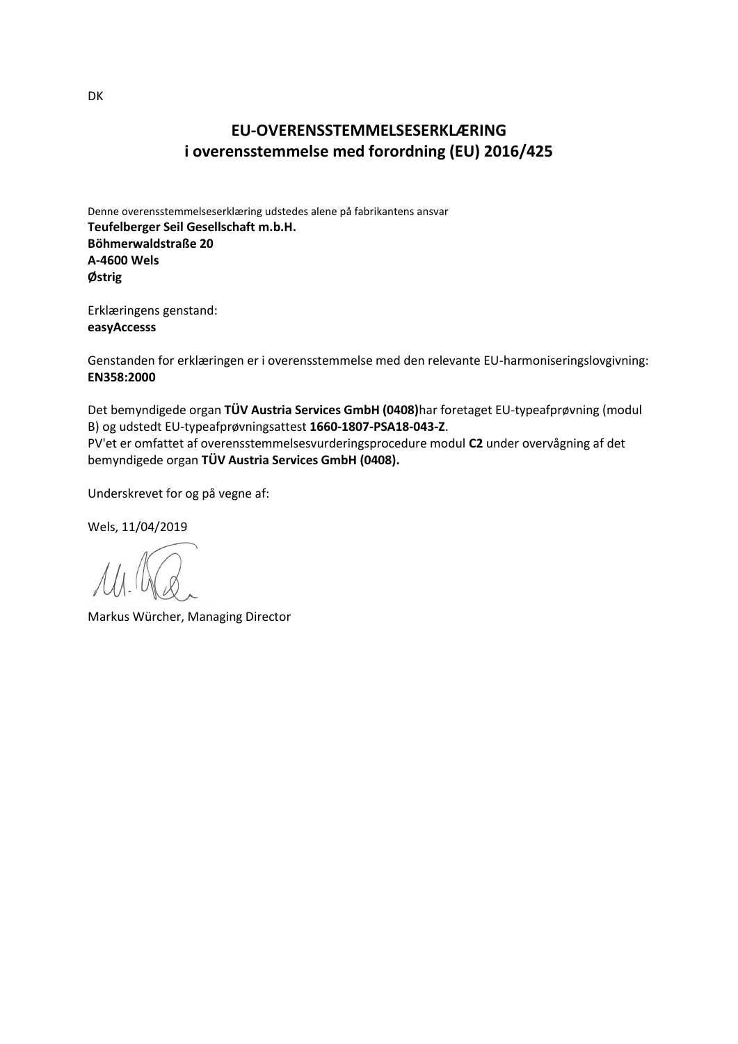DK

# EU-OVERENSSTEMMELSESERKLÆRING
## i overensstemmelse med forordning (EU) 2016/425

Denne overensstemmelseserklæring udstedes alene på fabrikantens ansvar
**Teufelberger Seil Gesellschaft m.b.H.**
**Böhmerwaldstraße 20**
**A-4600 Wels**
**Østrig**

Erklæringens genstand:
**easyAccesss**

Genstanden for erklæringen er i overensstemmelse med den relevante EU-harmoniseringslovgivning:
**EN358:2000**

Det bemyndigede organ **TÜV Austria Services GmbH (0408)**har foretaget EU-typeafprøvning (modul B) og udstedt EU-typeafprøvningsattest **1660-1807-PSA18-043-Z**.
PV'et er omfattet af overensstemmelsesvurderingsprocedure modul **C2** under overvågning af det bemyndigede organ **TÜV Austria Services GmbH (0408).**

Underskrevet for og på vegne af:

Wels, 11/04/2019

Markus Würcher, Managing Director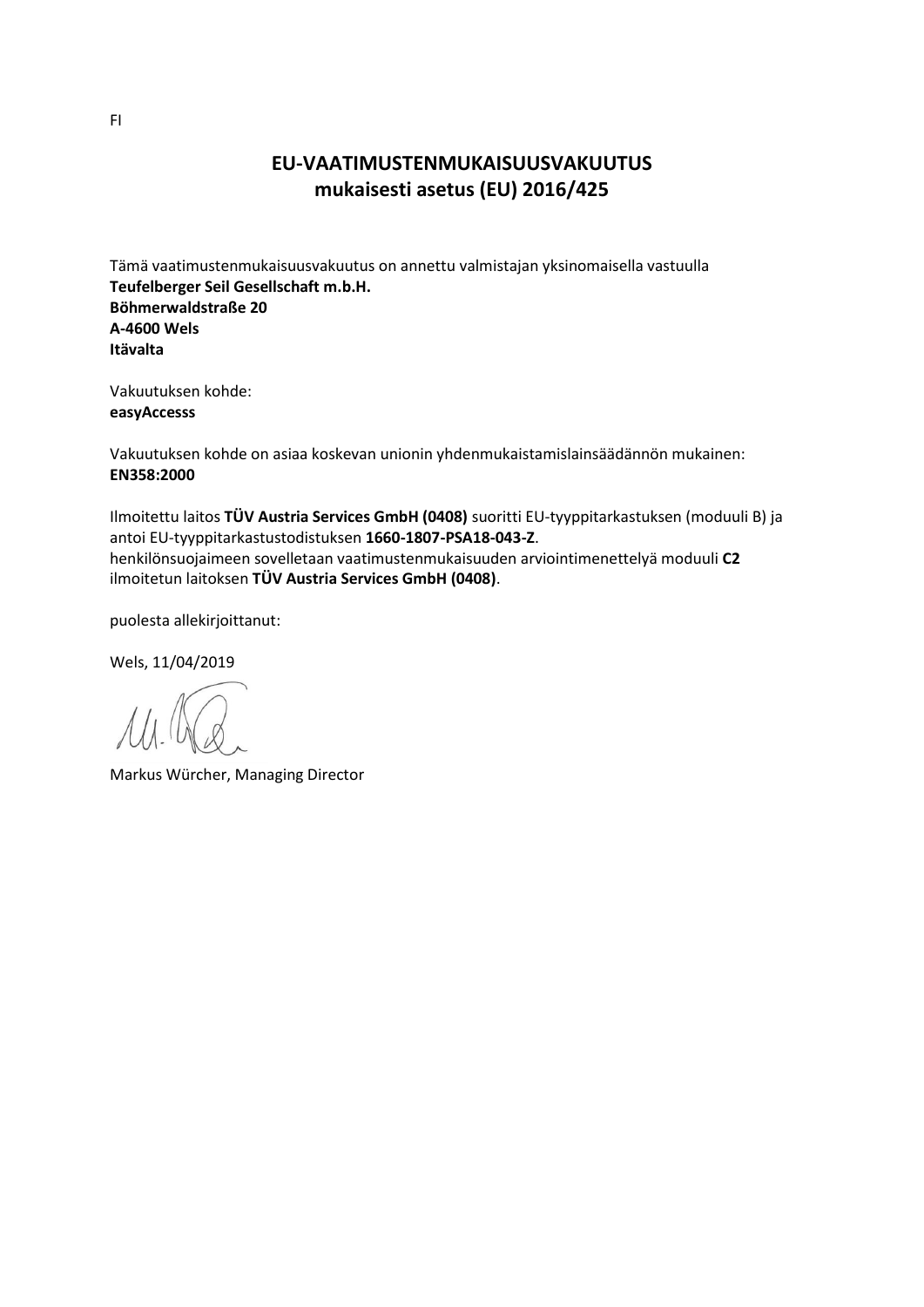FI

# EU-VAATIMUSTENMUKAISUUSVAKUUTUS
## mukaisesti asetus (EU) 2016/425

Tämä vaatimustenmukaisuusvakuutus on annettu valmistajan yksinomaisella vastuulla
**Teufelberger Seil Gesellschaft m.b.H.**
**Böhmerwaldstraße 20**
**A-4600 Wels**
**Itävalta**

Vakuutuksen kohde:
**easyAccesss**

Vakuutuksen kohde on asiaa koskevan unionin yhdenmukaistamislainsäädännön mukainen:
**EN358:2000**

Ilmoitettu laitos **TÜV Austria Services GmbH (0408)** suoritti EU-tyyppitarkastuksen (moduuli B) ja antoi EU-tyyppitarkastustodistuksen **1660-1807-PSA18-043-Z**.
henkilönsuojaimeen sovelletaan vaatimustenmukaisuuden arviointimenettelyä moduuli **C2** ilmoitetun laitoksen **TÜV Austria Services GmbH (0408)**.

puolesta allekirjoittanut:

Wels, 11/04/2019

Markus Würcher, Managing Director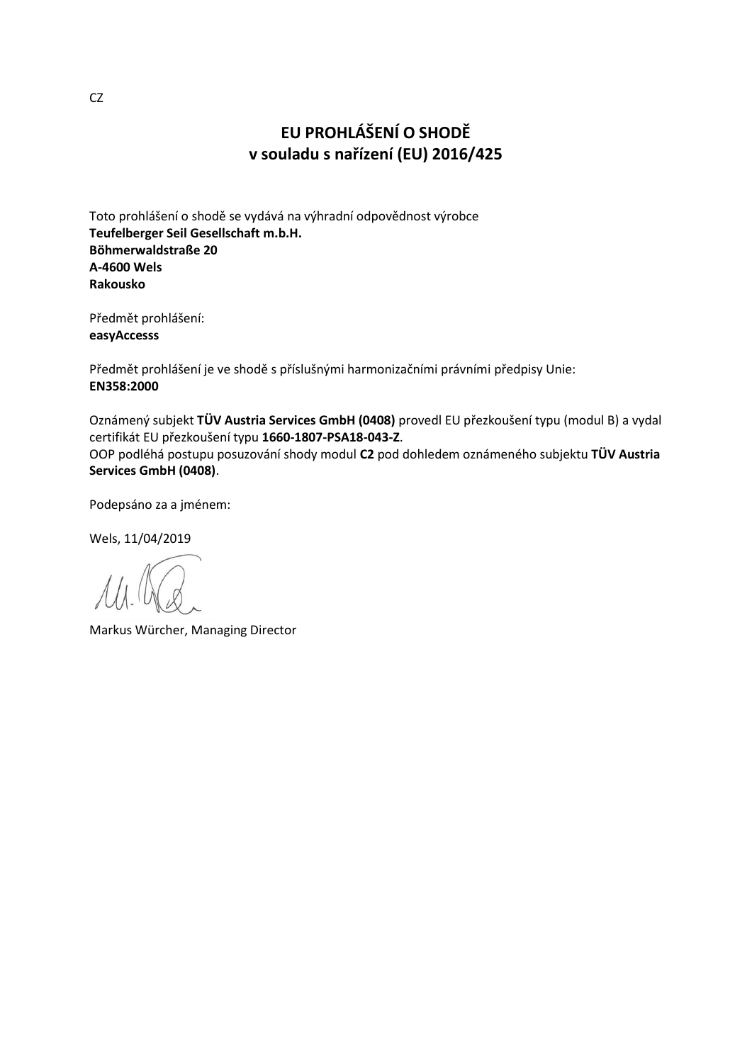CZ

# EU PROHLÁŠENÍ O SHODĚ
## v souladu s nařízení (EU) 2016/425

Toto prohlášení o shodě se vydává na výhradní odpovědnost výrobce
**Teufelberger Seil Gesellschaft m.b.H.**
**Böhmerwaldstraße 20**
**A-4600 Wels**
**Rakousko**

Předmět prohlášení:
**easyAccesss**

Předmět prohlášení je ve shodě s příslušnými harmonizačními právními předpisy Unie:
**EN358:2000**

Oznámený subjekt **TÜV Austria Services GmbH (0408)** provedl EU přezkoušení typu (modul B) a vydal certifikát EU přezkoušení typu **1660-1807-PSA18-043-Z**.
OOP podléhá postupu posuzování shody modul **C2** pod dohledem oznámeného subjektu **TÜV Austria Services GmbH (0408)**.

Podepsáno za a jménem:

Wels, 11/04/2019

Markus Würcher, Managing Director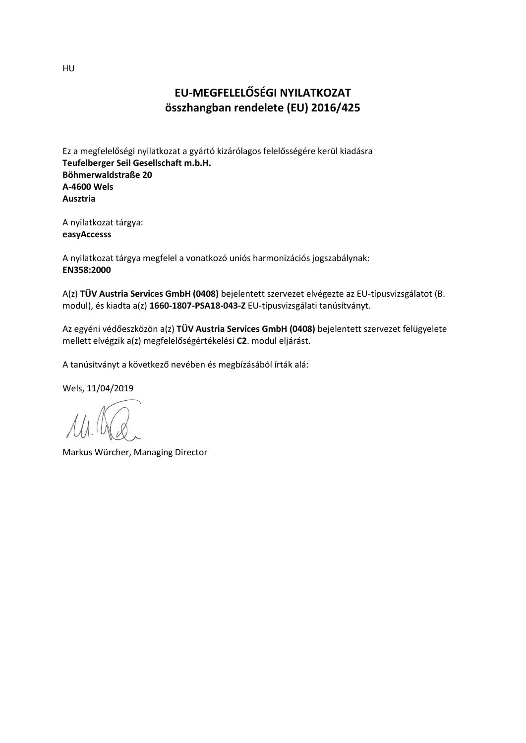HU

# EU-MEGFELELŐSÉGI NYILATKOZAT
## összhangban rendelete (EU) 2016/425

Ez a megfelelőségi nyilatkozat a gyártó kizárólagos felelősségére kerül kiadásra
**Teufelberger Seil Gesellschaft m.b.H.**
**Böhmerwaldstraße 20**
**A-4600 Wels**
**Ausztria**

A nyilatkozat tárgya:
**easyAccesss**

A nyilatkozat tárgya megfelel a vonatkozó uniós harmonizációs jogszabálynak:
**EN358:2000**

A(z) **TÜV Austria Services GmbH (0408)** bejelentett szervezet elvégezte az EU-típusvizsgálatot (B. modul), és kiadta a(z) **1660-1807-PSA18-043-Z** EU-típusvizsgálati tanúsítványt.

Az egyéni védőeszközön a(z) **TÜV Austria Services GmbH (0408)** bejelentett szervezet felügyelete mellett elvégzik a(z) megfelelőségértékelési **C2**. modul eljárást.

A tanúsítványt a következő nevében és megbízásából írták alá:

Wels, 11/04/2019

Markus Würcher, Managing Director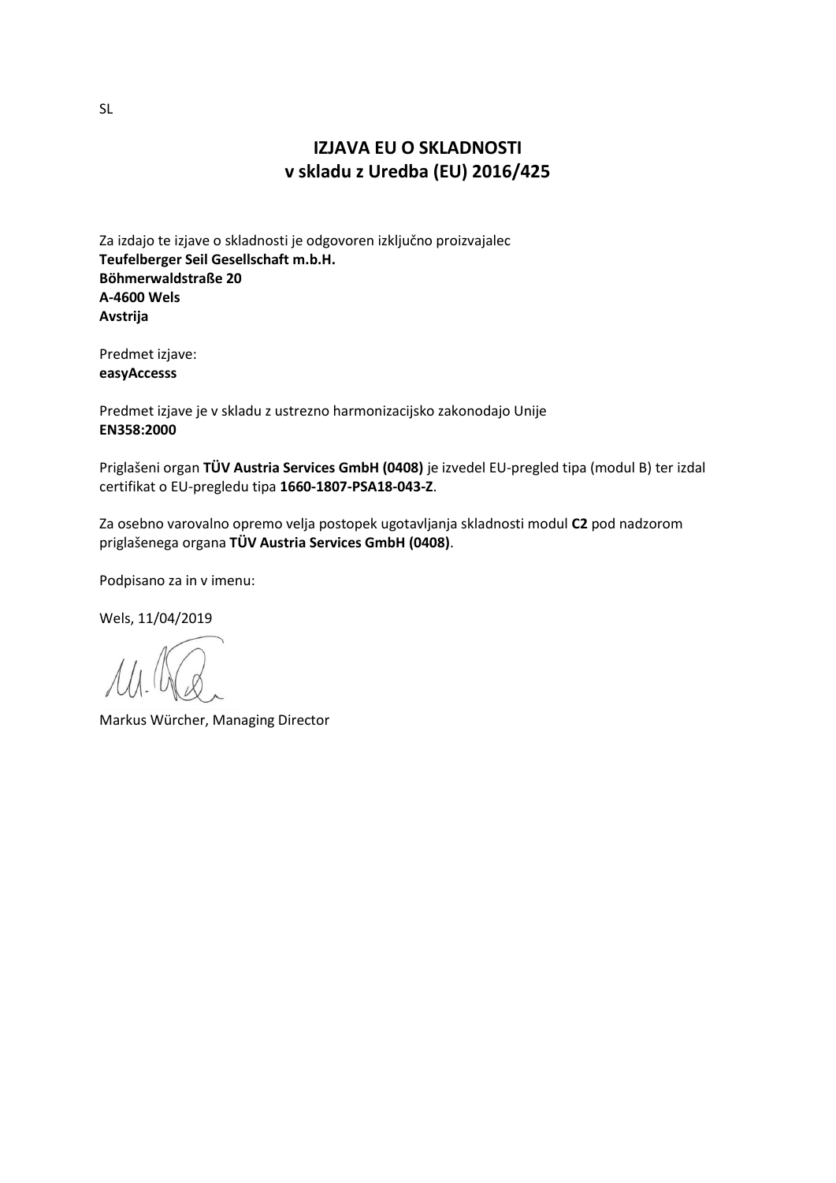SL

# IZJAVA EU O SKLADNOSTI
## v skladu z Uredba (EU) 2016/425

Za izdajo te izjave o skladnosti je odgovoren izključno proizvajalec
**Teufelberger Seil Gesellschaft m.b.H.**
**Böhmerwaldstraße 20**
**A-4600 Wels**
**Avstrija**

Predmet izjave:
**easyAccesss**

Predmet izjave je v skladu z ustrezno harmonizacijsko zakonodajo Unije
**EN358:2000**

Priglašeni organ **TÜV Austria Services GmbH (0408)** je izvedel EU-pregled tipa (modul B) ter izdal certifikat o EU-pregledu tipa **1660-1807-PSA18-043-Z**.

Za osebno varovalno opremo velja postopek ugotavljanja skladnosti modul **C2** pod nadzorom priglašenega organa **TÜV Austria Services GmbH (0408)**.

Podpisano za in v imenu:

Wels, 11/04/2019

Markus Würcher, Managing Director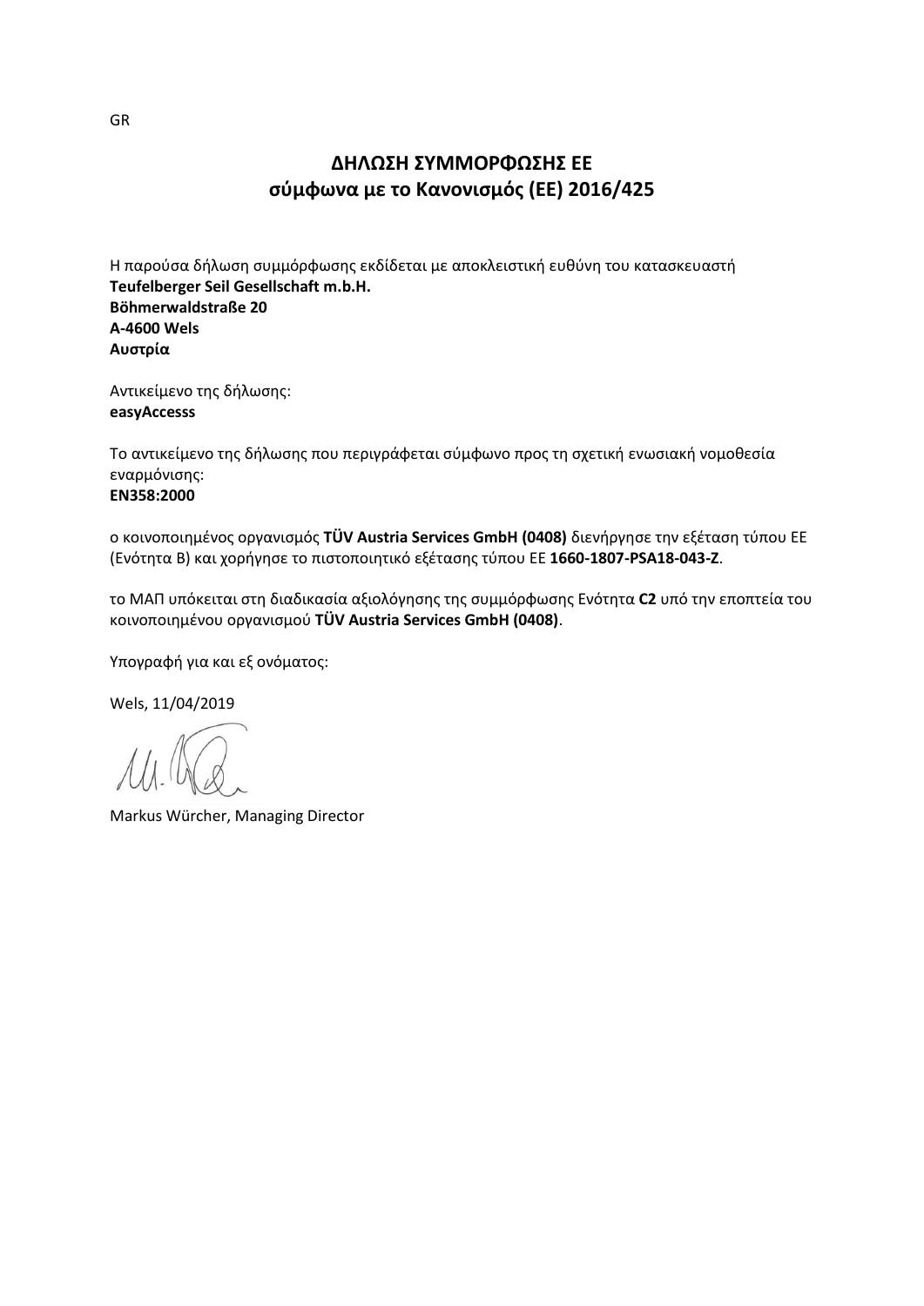GR

## ΔΗΛΩΣΗ ΣΥΜΜΟΡΦΩΣΗΣ ΕΕ
## σύμφωνα με το Κανονισμός (ΕΕ) 2016/425

Η παρούσα δήλωση συμμόρφωσης εκδίδεται με αποκλειστική ευθύνη του κατασκευαστή
**Teufelberger Seil Gesellschaft m.b.H.**
**Böhmerwaldstraße 20**
**A-4600 Wels**
**Αυστρία**

Αντικείμενο της δήλωσης:
**easyAccesss**

Το αντικείμενο της δήλωσης που περιγράφεται σύμφωνο προς τη σχετική ενωσιακή νομοθεσία εναρμόνισης:
**EN358:2000**

ο κοινοποιημένος οργανισμός **TÜV Austria Services GmbH (0408)** διενήργησε την εξέταση τύπου ΕΕ (Ενότητα Β) και χορήγησε το πιστοποιητικό εξέτασης τύπου ΕΕ **1660-1807-PSA18-043-Z**.

το ΜΑΠ υπόκειται στη διαδικασία αξιολόγησης της συμμόρφωσης Ενότητα **C2** υπό την εποπτεία του κοινοποιημένου οργανισμού **TÜV Austria Services GmbH (0408)**.

Υπογραφή για και εξ ονόματος:

Wels, 11/04/2019

Markus Würcher, Managing Director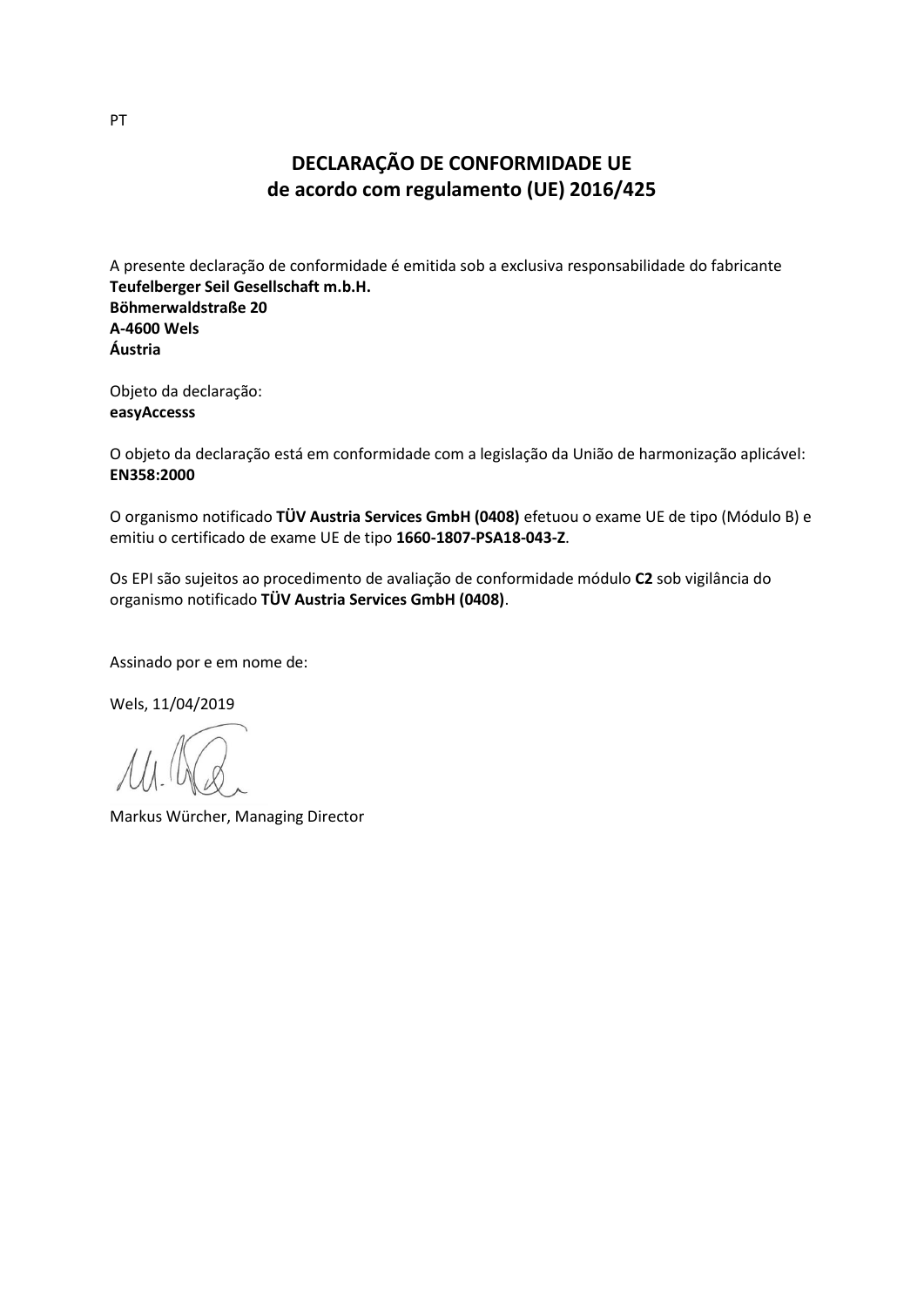PT

# DECLARAÇÃO DE CONFORMIDADE UE
## de acordo com regulamento (UE) 2016/425

A presente declaração de conformidade é emitida sob a exclusiva responsabilidade do fabricante
**Teufelberger Seil Gesellschaft m.b.H.**
**Böhmerwaldstraße 20**
**A-4600 Wels**
**Áustria**

Objeto da declaração:
**easyAccesss**

O objeto da declaração está em conformidade com a legislação da União de harmonização aplicável:
**EN358:2000**

O organismo notificado **TÜV Austria Services GmbH (0408)** efetuou o exame UE de tipo (Módulo B) e emitiu o certificado de exame UE de tipo **1660-1807-PSA18-043-Z**.

Os EPI são sujeitos ao procedimento de avaliação de conformidade módulo **C2** sob vigilância do organismo notificado **TÜV Austria Services GmbH (0408)**.

Assinado por e em nome de:

Wels, 11/04/2019

Markus Würcher, Managing Director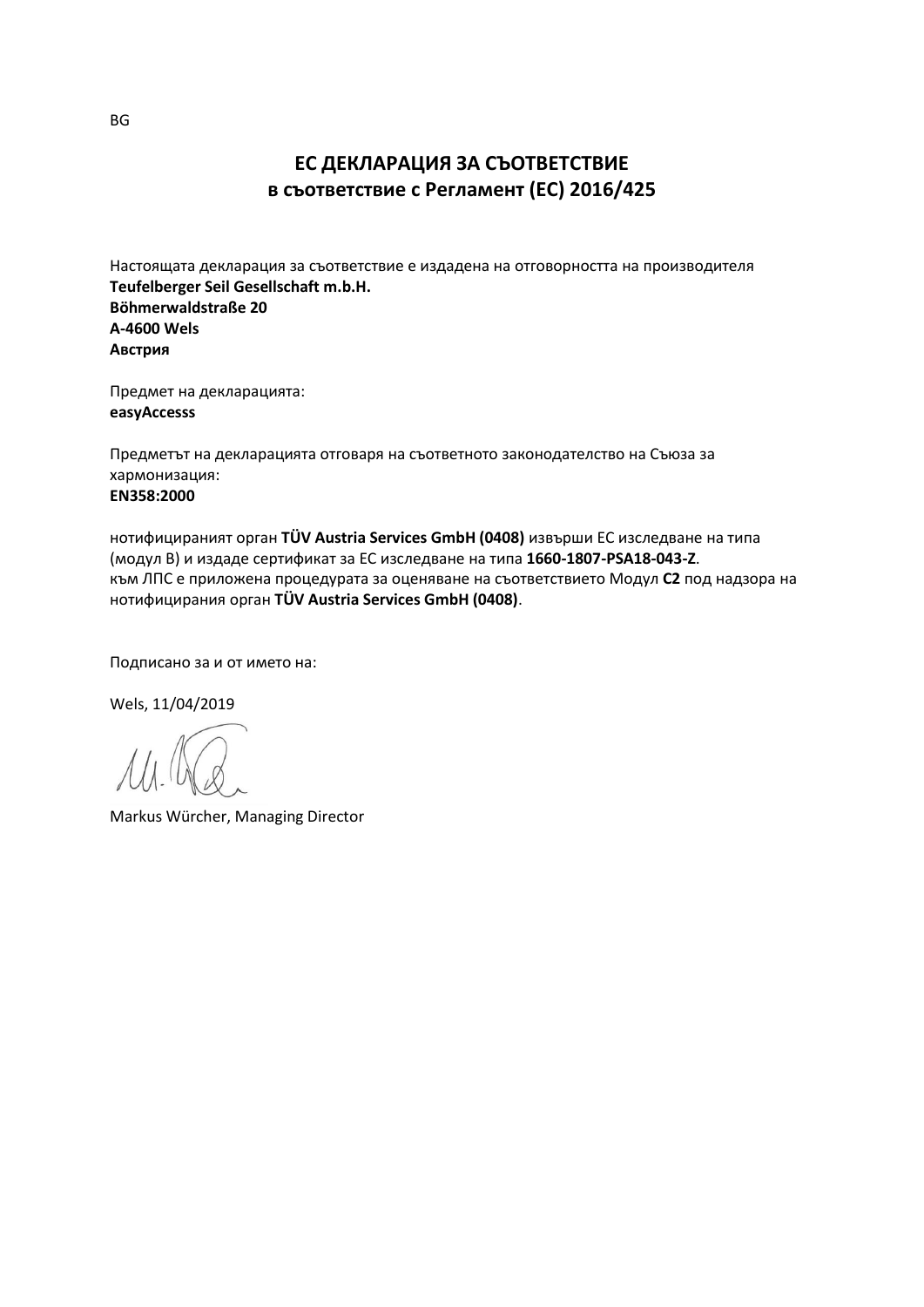BG

# ЕС ДЕКЛАРАЦИЯ ЗА СЪОТВЕТСТВИЕ
## в съответствие с Регламент (ЕС) 2016/425

Настоящата декларация за съответствие е издадена на отговорността на производителя
**Teufelberger Seil Gesellschaft m.b.H.**
**Böhmerwaldstraße 20**
**A-4600 Wels**
**Австрия**

Предмет на декларацията:
**easyAccesss**

Предметът на декларацията отговаря на съответното законодателство на Съюза за хармонизация:
**EN358:2000**

нотифицираният орган **TÜV Austria Services GmbH (0408)** извърши ЕС изследване на типа (модул B) и издаде сертификат за ЕС изследване на типа **1660-1807-PSA18-043-Z**.
към ЛПС е приложена процедурата за оценяване на съответствието Модул **C2** под надзора на нотифицирания орган **TÜV Austria Services GmbH (0408)**.

Подписано за и от името на:

Wels, 11/04/2019

Markus Würcher, Managing Director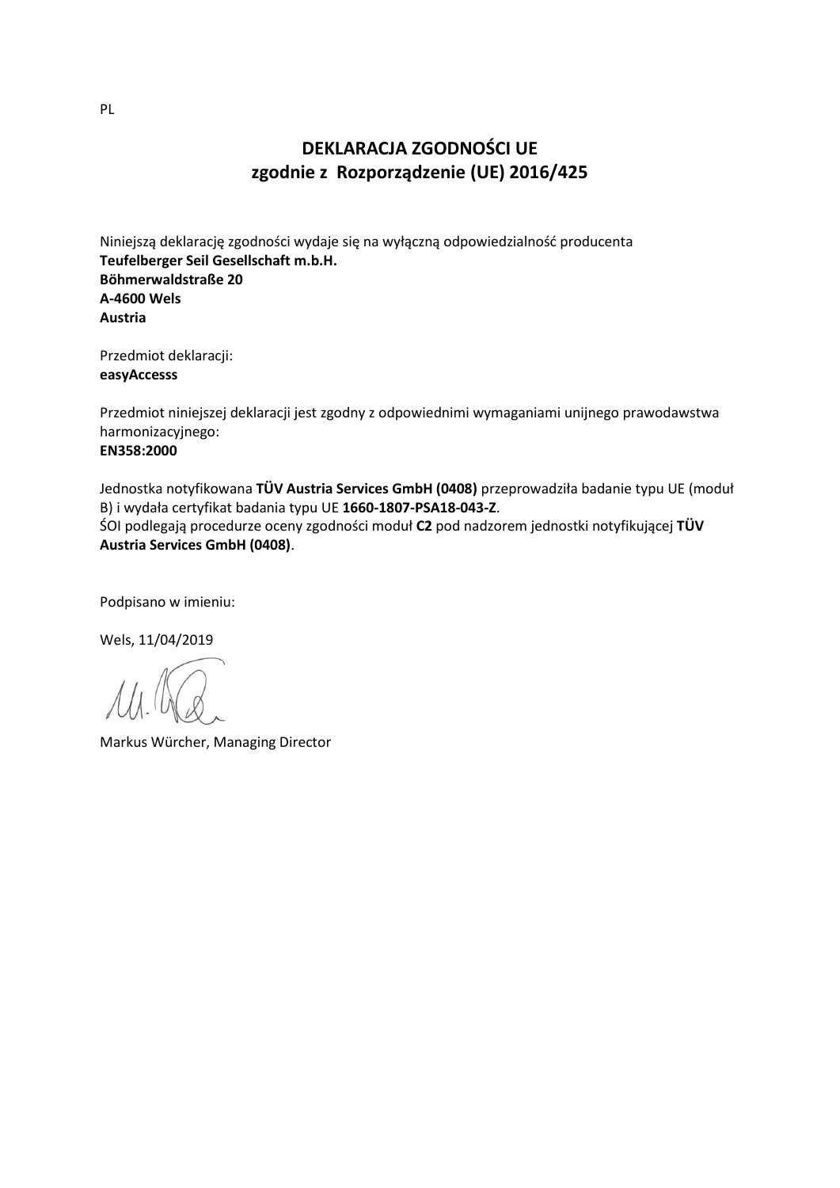PL

# DEKLARACJA ZGODNOŚCI UE
## zgodnie z Rozporządzenie (UE) 2016/425

Niniejszą deklarację zgodności wydaje się na wyłączną odpowiedzialność producenta
**Teufelberger Seil Gesellschaft m.b.H.**
**Böhmerwaldstraße 20**
**A-4600 Wels**
**Austria**

Przedmiot deklaracji:
**easyAccesss**

Przedmiot niniejszej deklaracji jest zgodny z odpowiednimi wymaganiami unijnego prawodawstwa harmonizacyjnego:
**EN358:2000**

Jednostka notyfikowana **TÜV Austria Services GmbH (0408)** przeprowadziła badanie typu UE (moduł B) i wydała certyfikat badania typu UE **1660-1807-PSA18-043-Z**.
ŚOI podlegają procedurze oceny zgodności moduł **C2** pod nadzorem jednostki notyfikującej **TÜV Austria Services GmbH (0408)**.

Podpisano w imieniu:

Wels, 11/04/2019

Markus Würcher, Managing Director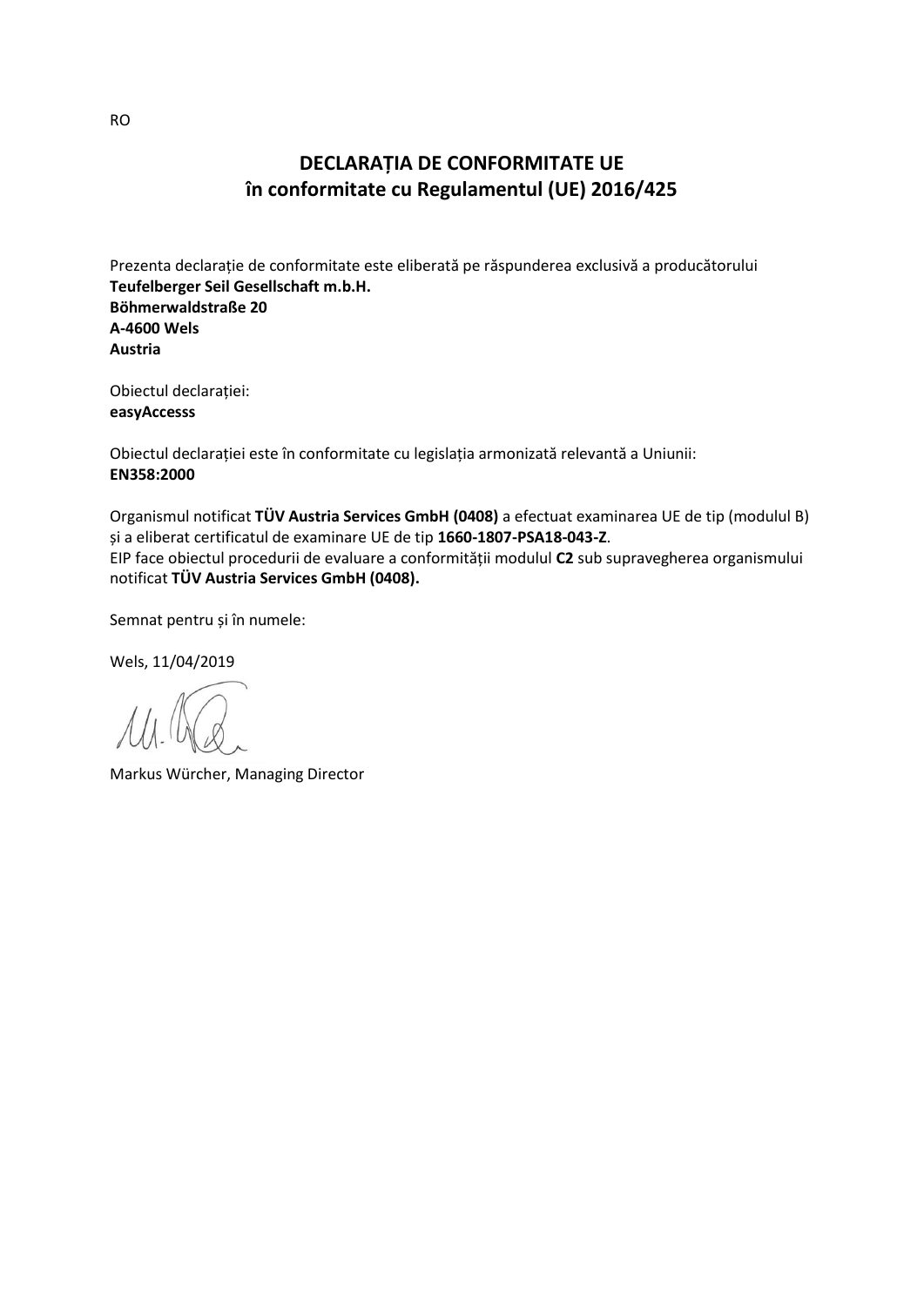RO

# DECLARAȚIA DE CONFORMITATE UE
## în conformitate cu Regulamentul (UE) 2016/425

Prezenta declarație de conformitate este eliberată pe răspunderea exclusivă a producătorului
**Teufelberger Seil Gesellschaft m.b.H.**
**Böhmerwaldstraße 20**
**A-4600 Wels**
**Austria**

Obiectul declarației:
**easyAccesss**

Obiectul declarației este în conformitate cu legislația armonizată relevantă a Uniunii:
**EN358:2000**

Organismul notificat **TÜV Austria Services GmbH (0408)** a efectuat examinarea UE de tip (modulul B) și a eliberat certificatul de examinare UE de tip **1660-1807-PSA18-043-Z**.
EIP face obiectul procedurii de evaluare a conformității modulul **C2** sub supravegherea organismului notificat **TÜV Austria Services GmbH (0408).**

Semnat pentru și în numele:

Wels, 11/04/2019

Markus Würcher, Managing Director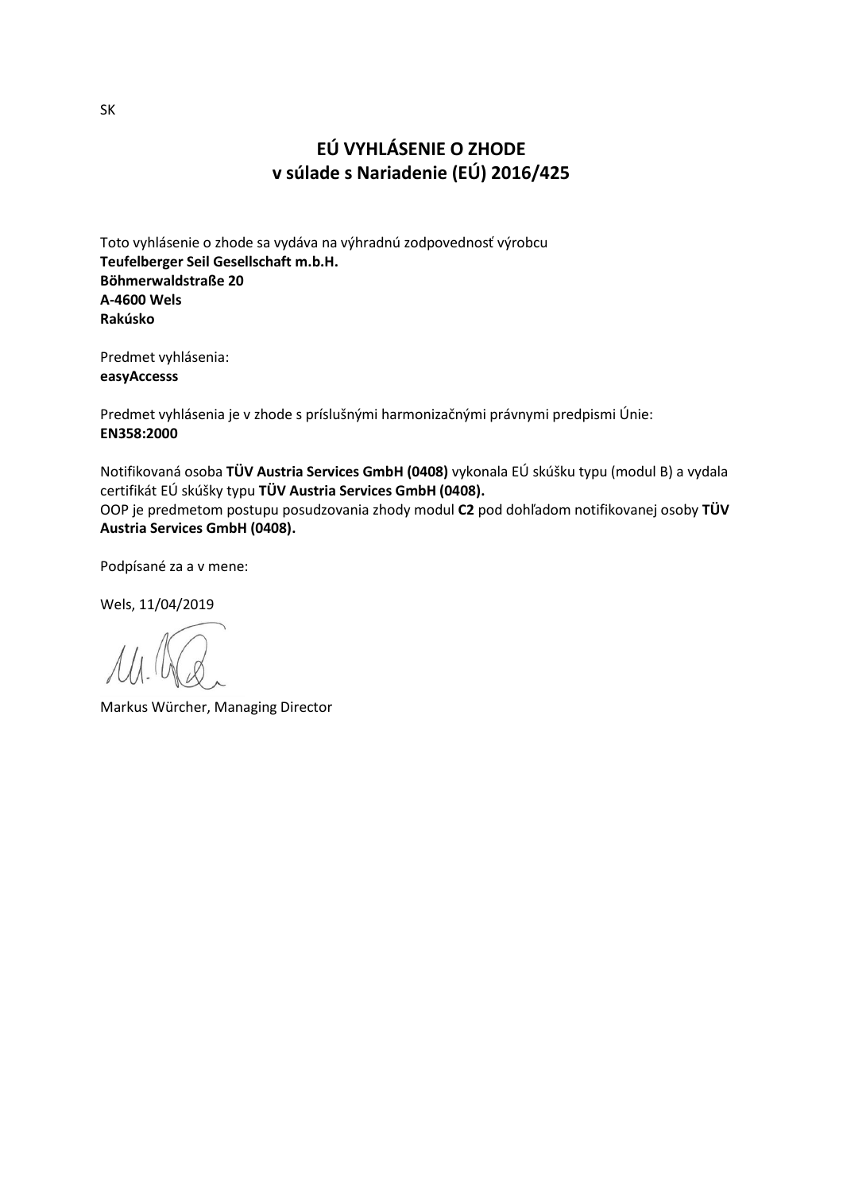SK

# EÚ VYHLÁSENIE O ZHODE
## v súlade s Nariadenie (EÚ) 2016/425

Toto vyhlásenie o zhode sa vydáva na výhradnú zodpovednosť výrobcu
**Teufelberger Seil Gesellschaft m.b.H.**
**Böhmerwaldstraße 20**
**A-4600 Wels**
**Rakúsko**

Predmet vyhlásenia:
**easyAccesss**

Predmet vyhlásenia je v zhode s príslušnými harmonizačnými právnymi predpismi Únie:
**EN358:2000**

Notifikovaná osoba **TÜV Austria Services GmbH (0408)** vykonala EÚ skúšku typu (modul B) a vydala certifikát EÚ skúšky typu **TÜV Austria Services GmbH (0408).**
OOP je predmetom postupu posudzovania zhody modul **C2** pod dohľadom notifikovanej osoby **TÜV Austria Services GmbH (0408).**

Podpísané za a v mene:

Wels, 11/04/2019

Markus Würcher, Managing Director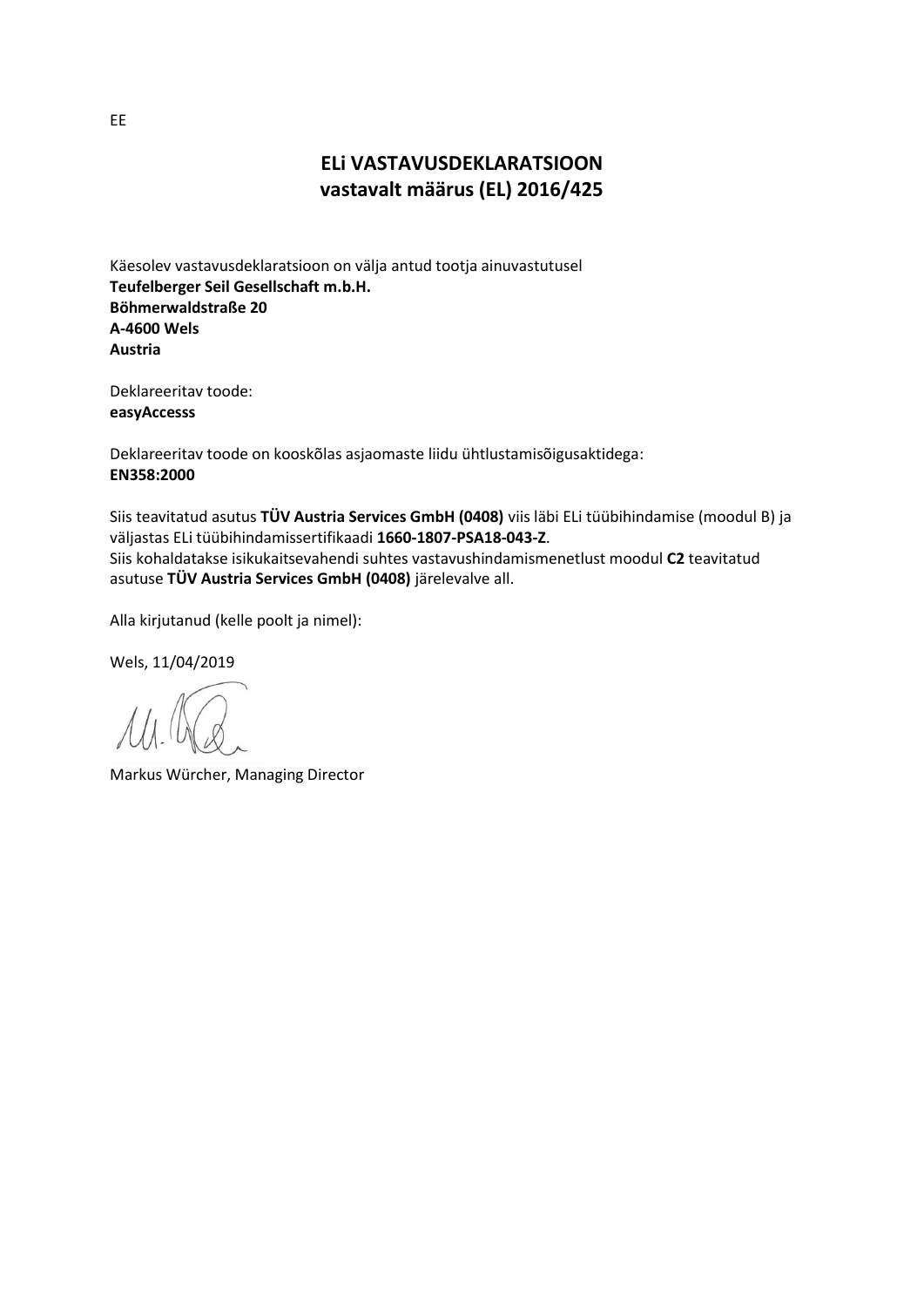EE

# ELi VASTAVUSDEKLARATSIOON
## vastavalt määrus (EL) 2016/425

Käesolev vastavusdeklaratsioon on välja antud tootja ainuvastutusel
**Teufelberger Seil Gesellschaft m.b.H.**
**Böhmerwaldstraße 20**
**A-4600 Wels**
**Austria**

Deklareeritav toode:
**easyAccesss**

Deklareeritav toode on kooskõlas asjaomaste liidu ühtlustamisõigusaktidega:
**EN358:2000**

Siis teavitatud asutus **TÜV Austria Services GmbH (0408)** viis läbi ELi tüübihindamise (moodul B) ja väljastas ELi tüübihindamissertifikaadi **1660-1807-PSA18-043-Z**.
Siis kohaldatakse isikukaitsevahendi suhtes vastavushindamismenetlust moodul **C2** teavitatud asutuse **TÜV Austria Services GmbH (0408)** järelevalve all.

Alla kirjutanud (kelle poolt ja nimel):

Wels, 11/04/2019

Markus Würcher, Managing Director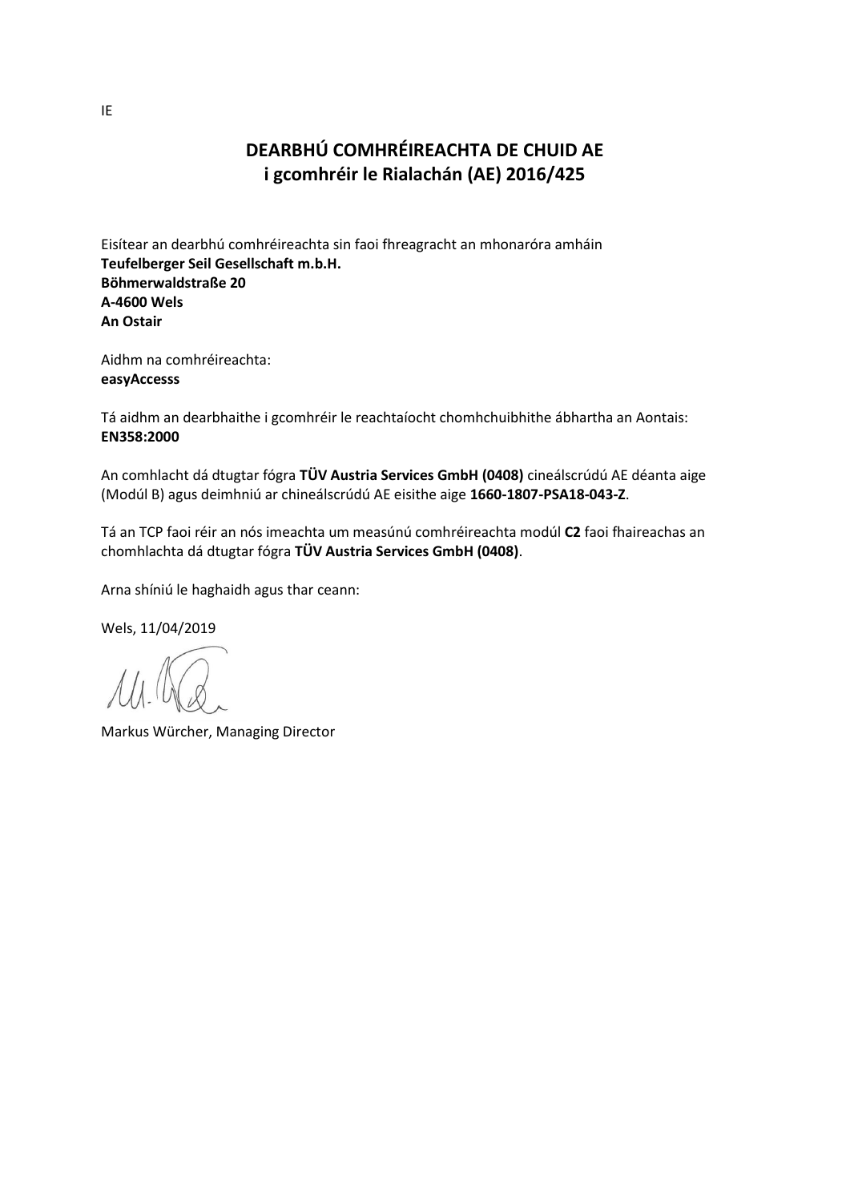IE

# DEARBHÚ COMHRÉIREACHTA DE CHUID AE
## i gcomhréir le Rialachán (AE) 2016/425

Eisítear an dearbhú comhréireachta sin faoi fhreagracht an mhonaróra amháin
**Teufelberger Seil Gesellschaft m.b.H.**
**Böhmerwaldstraße 20**
**A-4600 Wels**
**An Ostair**

Aidhm na comhréireachta:
**easyAccesss**

Tá aidhm an dearbhaithe i gcomhréir le reachtaíocht chomhchuibhithe ábhartha an Aontais:
**EN358:2000**

An comhlacht dá dtugtar fógra **TÜV Austria Services GmbH (0408)** cineálscrúdú AE déanta aige (Modúl B) agus deimhniú ar chineálscrúdú AE eisithe aige **1660-1807-PSA18-043-Z**.

Tá an TCP faoi réir an nós imeachta um measúnú comhréireachta modúl **C2** faoi fhaireachas an chomhlachta dá dtugtar fógra **TÜV Austria Services GmbH (0408)**.

Arna shíniú le haghaidh agus thar ceann:

Wels, 11/04/2019

Markus Würcher, Managing Director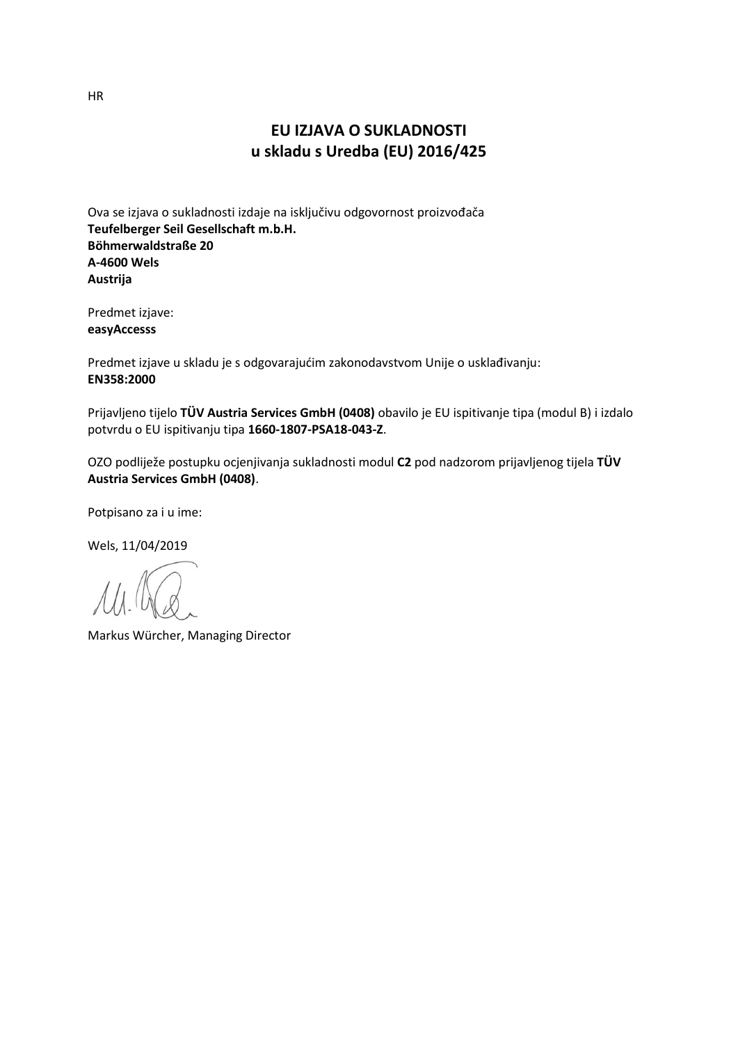HR

# EU IZJAVA O SUKLADNOSTI
## u skladu s Uredba (EU) 2016/425

Ova se izjava o sukladnosti izdaje na isključivu odgovornost proizvođača
**Teufelberger Seil Gesellschaft m.b.H.**
**Böhmerwaldstraße 20**
**A-4600 Wels**
**Austrija**

Predmet izjave:
**easyAccesss**

Predmet izjave u skladu je s odgovarajućim zakonodavstvom Unije o usklađivanju:
**EN358:2000**

Prijavljeno tijelo **TÜV Austria Services GmbH (0408)** obavilo je EU ispitivanje tipa (modul B) i izdalo potvrdu o EU ispitivanju tipa **1660-1807-PSA18-043-Z**.

OZO podliježe postupku ocjenjivanja sukladnosti modul **C2** pod nadzorom prijavljenog tijela **TÜV Austria Services GmbH (0408)**.

Potpisano za i u ime:

Wels, 11/04/2019

Markus Würcher, Managing Director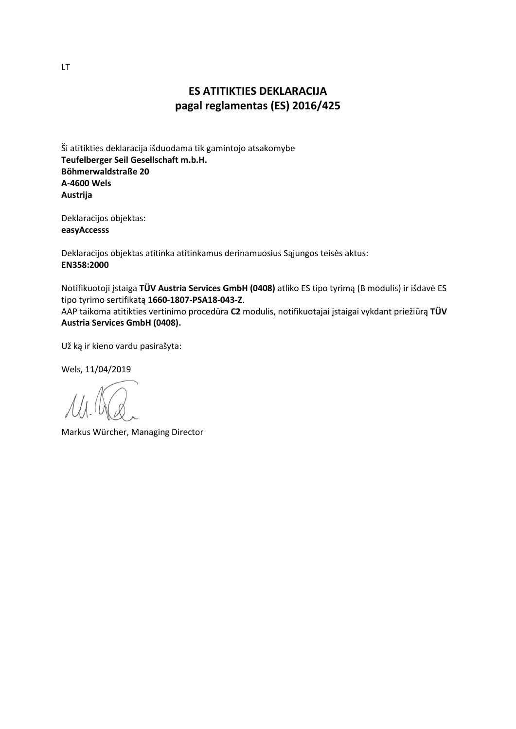LT

## ES ATITIKTIES DEKLARACIJA
## pagal reglamentas (ES) 2016/425

Ši atitikties deklaracija išduodama tik gamintojo atsakomybe
**Teufelberger Seil Gesellschaft m.b.H.**
**Böhmerwaldstraße 20**
**A-4600 Wels**
**Austrija**

Deklaracijos objektas:
**easyAccesss**

Deklaracijos objektas atitinka atitinkamus derinamuosius Sąjungos teisės aktus:
**EN358:2000**

Notifikuotoji įstaiga **TÜV Austria Services GmbH (0408)** atliko ES tipo tyrimą (B modulis) ir išdavė ES tipo tyrimo sertifikatą **1660-1807-PSA18-043-Z**.
AAP taikoma atitikties vertinimo procedūra **C2** modulis, notifikuotajai įstaigai vykdant priežiūrą **TÜV Austria Services GmbH (0408).**

Už ką ir kieno vardu pasirašyta:

Wels, 11/04/2019

Markus Würcher, Managing Director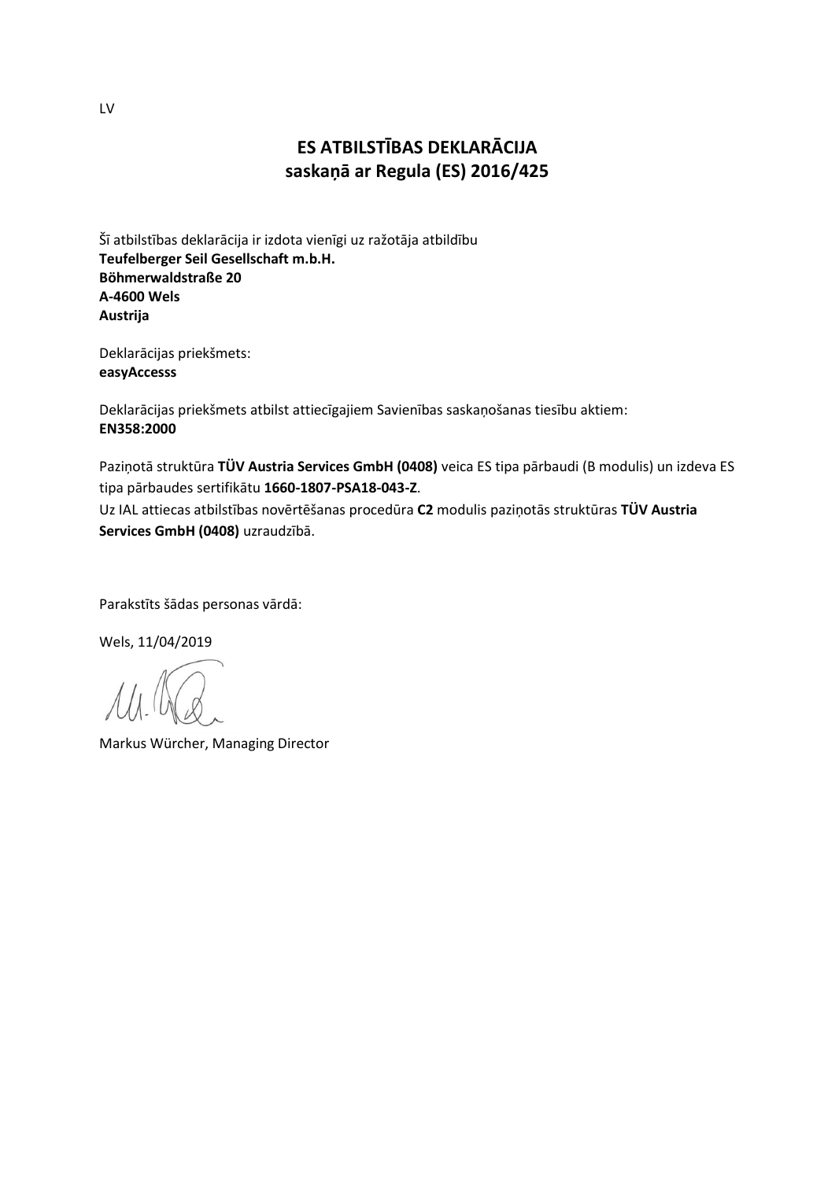LV

# ES ATBILSTĪBAS DEKLARĀCIJA
## saskaņā ar Regula (ES) 2016/425

Šī atbilstības deklarācija ir izdota vienīgi uz ražotāja atbildību
**Teufelberger Seil Gesellschaft m.b.H.**
**Böhmerwaldstraße 20**
**A-4600 Wels**
**Austrija**

Deklarācijas priekšmets:
**easyAccesss**

Deklarācijas priekšmets atbilst attiecīgajiem Savienības saskaņošanas tiesību aktiem:
**EN358:2000**

Paziņotā struktūra **TÜV Austria Services GmbH (0408)** veica ES tipa pārbaudi (B modulis) un izdeva ES tipa pārbaudes sertifikātu **1660-1807-PSA18-043-Z**.
Uz IAL attiecas atbilstības novērtēšanas procedūra **C2** modulis paziņotās struktūras **TÜV Austria Services GmbH (0408)** uzraudzībā.

Parakstīts šādas personas vārdā:

Wels, 11/04/2019

Markus Würcher, Managing Director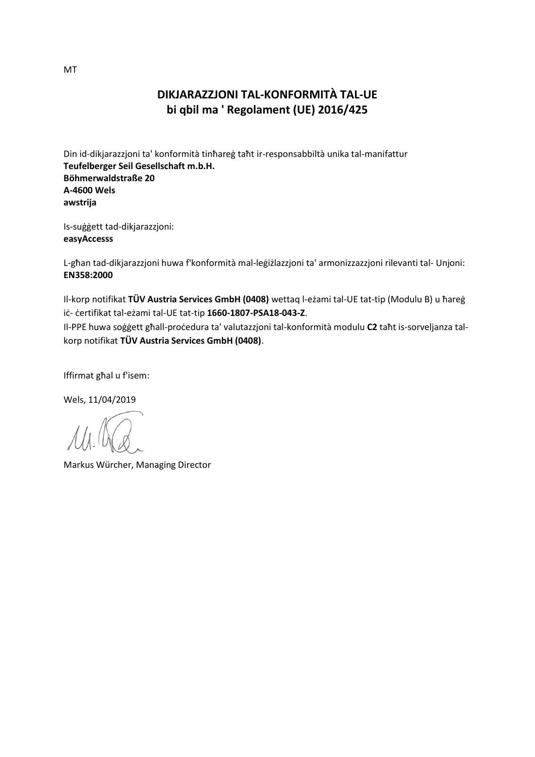MT

# DIKJARAZZJONI TAL-KONFORMITÀ TAL-UE
## bi qbil ma ' Regolament (UE) 2016/425

Din id-dikjarazzjoni ta' konformità tinħareġ taħt ir-responsabbiltà unika tal-manifattur
**Teufelberger Seil Gesellschaft m.b.H.**
**Böhmerwaldstraße 20**
**A-4600 Wels**
**awstrija**

Is-suġġett tad-dikjarazzjoni:
**easyAccesss**

L-għan tad-dikjarazzjoni huwa f'konformità mal-leġiżlazzjoni ta' armonizzazzjoni rilevanti tal- Unjoni:
**EN358:2000**

Il-korp notifikat **TÜV Austria Services GmbH (0408)** wettaq l-eżami tal-UE tat-tip (Modulu B) u ħareġ iċ- ċertifikat tal-eżami tal-UE tat-tip **1660-1807-PSA18-043-Z**.
Il-PPE huwa soġġett għall-proċedura ta' valutazzjoni tal-konformità modulu **C2** taħt is-sorveljanza tal-korp notifikat **TÜV Austria Services GmbH (0408)**.

Iffirmat għal u f'isem:

Wels, 11/04/2019

Markus Würcher, Managing Director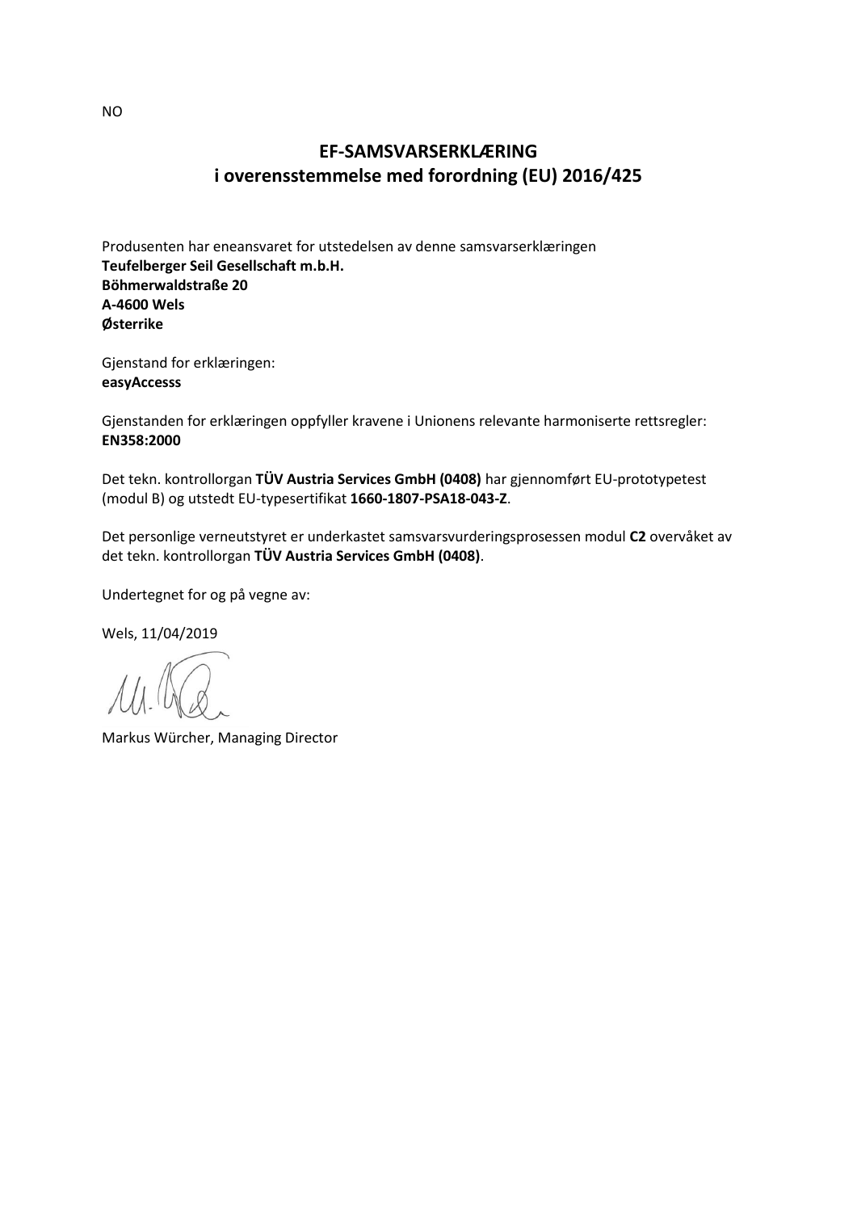NO

# EF-SAMSVARSERKLÆRING
## i overensstemmelse med forordning (EU) 2016/425

Produsenten har eneansvaret for utstedelsen av denne samsvarserklæringen
**Teufelberger Seil Gesellschaft m.b.H.**
**Böhmerwaldstraße 20**
**A-4600 Wels**
**Østerrike**

Gjenstand for erklæringen:
**easyAccesss**

Gjenstanden for erklæringen oppfyller kravene i Unionens relevante harmoniserte rettsregler:
**EN358:2000**

Det tekn. kontrollorgan **TÜV Austria Services GmbH (0408)** har gjennomført EU-prototypetest (modul B) og utstedt EU-typesertifikat **1660-1807-PSA18-043-Z**.

Det personlige verneutstyret er underkastet samsvarsvurderingsprosessen modul **C2** overvåket av det tekn. kontrollorgan **TÜV Austria Services GmbH (0408)**.

Undertegnet for og på vegne av:

Wels, 11/04/2019

Markus Würcher, Managing Director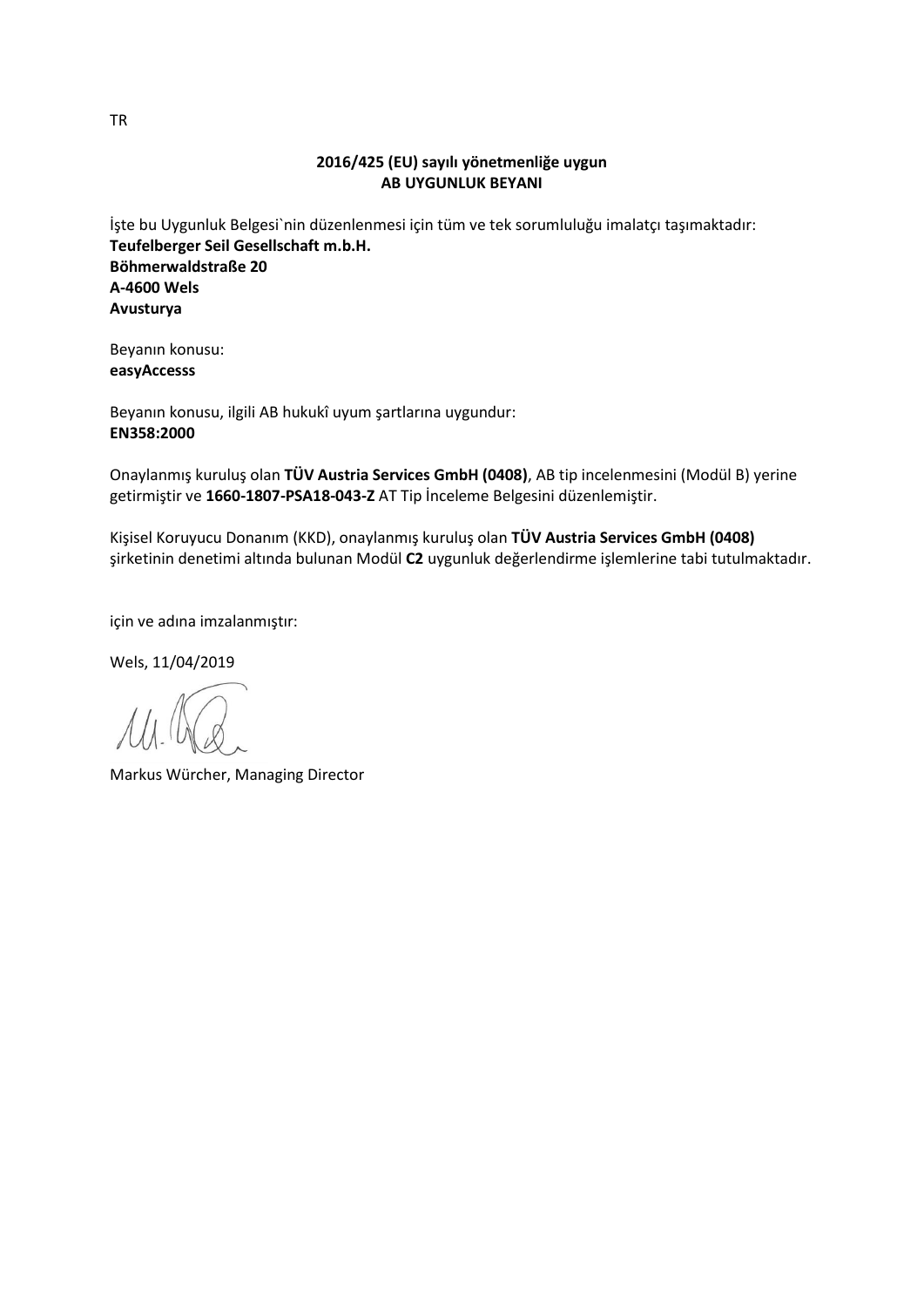TR

**2016/425 (EU) sayılı yönetmenliğe uygun**
**AB UYGUNLUK BEYANI**

İşte bu Uygunluk Belgesi`nin düzenlenmesi için tüm ve tek sorumluluğu imalatçı taşımaktadır:
**Teufelberger Seil Gesellschaft m.b.H.**
**Böhmerwaldstraße 20**
**A-4600 Wels**
**Avusturya**

Beyanın konusu:
**easyAccesss**

Beyanın konusu, ilgili AB hukukî uyum şartlarına uygundur:
**EN358:2000**

Onaylanmış kuruluş olan **TÜV Austria Services GmbH (0408)**, AB tip incelenmesini (Modül B) yerine getirmiştir ve **1660-1807-PSA18-043-Z** AT Tip İnceleme Belgesini düzenlemiştir.

Kişisel Koruyucu Donanım (KKD), onaylanmış kuruluş olan **TÜV Austria Services GmbH (0408)** şirketinin denetimi altında bulunan Modül **C2** uygunluk değerlendirme işlemlerine tabi tutulmaktadır.

için ve adına imzalanmıştır:

Wels, 11/04/2019

Markus Würcher, Managing Director